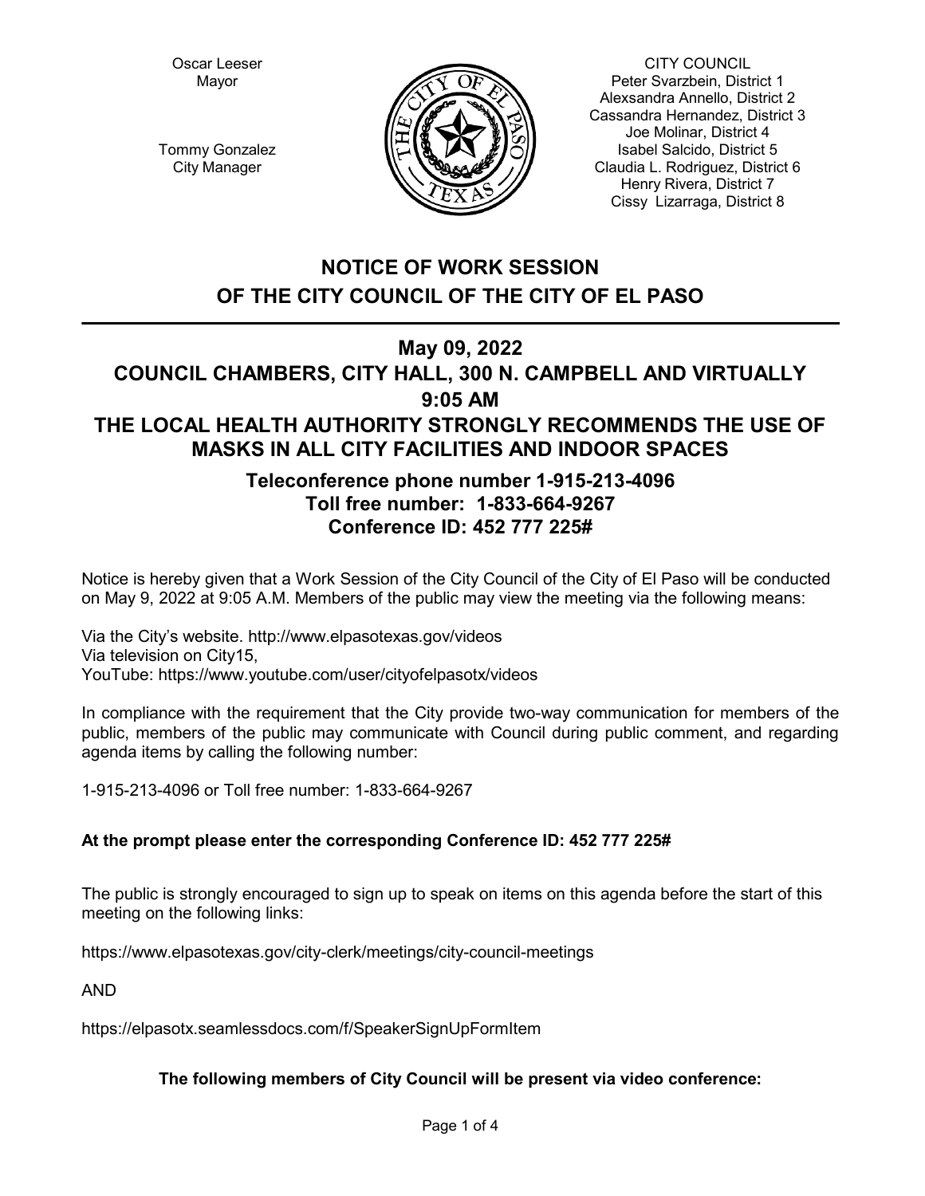Oscar Leeser
Mayor

Tommy Gonzalez
City Manager

CITY COUNCIL
Peter Svarzbein, District 1
Alexsandra Annello, District 2
Cassandra Hernandez, District 3
Joe Molinar, District 4
Isabel Salcido, District 5
Claudia L. Rodriguez, District 6
Henry Rivera, District 7
Cissy Lizarraga, District 8

# NOTICE OF WORK SESSION OF THE CITY COUNCIL OF THE CITY OF EL PASO

## May 09, 2022
## COUNCIL CHAMBERS, CITY HALL, 300 N. CAMPBELL AND VIRTUALLY
## 9:05 AM
## THE LOCAL HEALTH AUTHORITY STRONGLY RECOMMENDS THE USE OF MASKS IN ALL CITY FACILITIES AND INDOOR SPACES

### Teleconference phone number 1-915-213-4096
### Toll free number: 1-833-664-9267
### Conference ID: 452 777 225#

Notice is hereby given that a Work Session of the City Council of the City of El Paso will be conducted on May 9, 2022 at 9:05 A.M. Members of the public may view the meeting via the following means:

Via the City's website. http://www.elpasotexas.gov/videos
Via television on City15,
YouTube: https://www.youtube.com/user/cityofelpasotx/videos

In compliance with the requirement that the City provide two-way communication for members of the public, members of the public may communicate with Council during public comment, and regarding agenda items by calling the following number:

1-915-213-4096 or Toll free number: 1-833-664-9267

**At the prompt please enter the corresponding Conference ID: 452 777 225#**

The public is strongly encouraged to sign up to speak on items on this agenda before the start of this meeting on the following links:

https://www.elpasotexas.gov/city-clerk/meetings/city-council-meetings

AND

https://elpasotx.seamlessdocs.com/f/SpeakerSignUpFormItem

**The following members of City Council will be present via video conference:**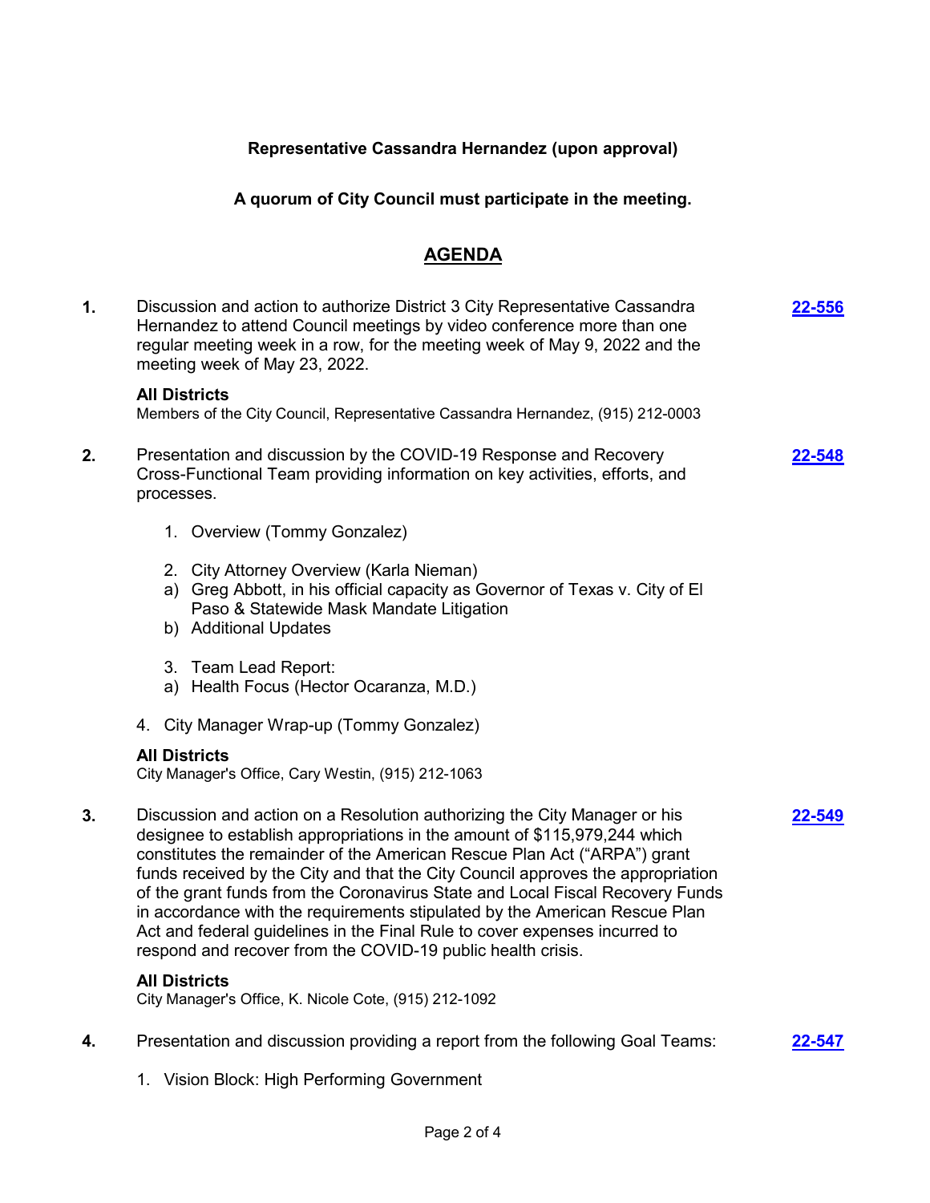**Representative Cassandra Hernandez (upon approval)**

**A quorum of City Council must participate in the meeting.**

## AGENDA

**1.** Discussion and action to authorize District 3 City Representative Cassandra Hernandez to attend Council meetings by video conference more than one regular meeting week in a row, for the meeting week of May 9, 2022 and the meeting week of May 23, 2022. **22-556**

**All Districts**
Members of the City Council, Representative Cassandra Hernandez, (915) 212-0003

**2.** Presentation and discussion by the COVID-19 Response and Recovery Cross-Functional Team providing information on key activities, efforts, and processes. **22-548**

1. Overview (Tommy Gonzalez)

2. City Attorney Overview (Karla Nieman)
   a) Greg Abbott, in his official capacity as Governor of Texas v. City of El Paso & Statewide Mask Mandate Litigation
   b) Additional Updates

3. Team Lead Report:
   a) Health Focus (Hector Ocaranza, M.D.)

4. City Manager Wrap-up (Tommy Gonzalez)

**All Districts**
City Manager's Office, Cary Westin, (915) 212-1063

**3.** Discussion and action on a Resolution authorizing the City Manager or his designee to establish appropriations in the amount of $115,979,244 which constitutes the remainder of the American Rescue Plan Act ("ARPA") grant funds received by the City and that the City Council approves the appropriation of the grant funds from the Coronavirus State and Local Fiscal Recovery Funds in accordance with the requirements stipulated by the American Rescue Plan Act and federal guidelines in the Final Rule to cover expenses incurred to respond and recover from the COVID-19 public health crisis. **22-549**

**All Districts**
City Manager's Office, K. Nicole Cote, (915) 212-1092

**4.** Presentation and discussion providing a report from the following Goal Teams: **22-547**

1. Vision Block: High Performing Government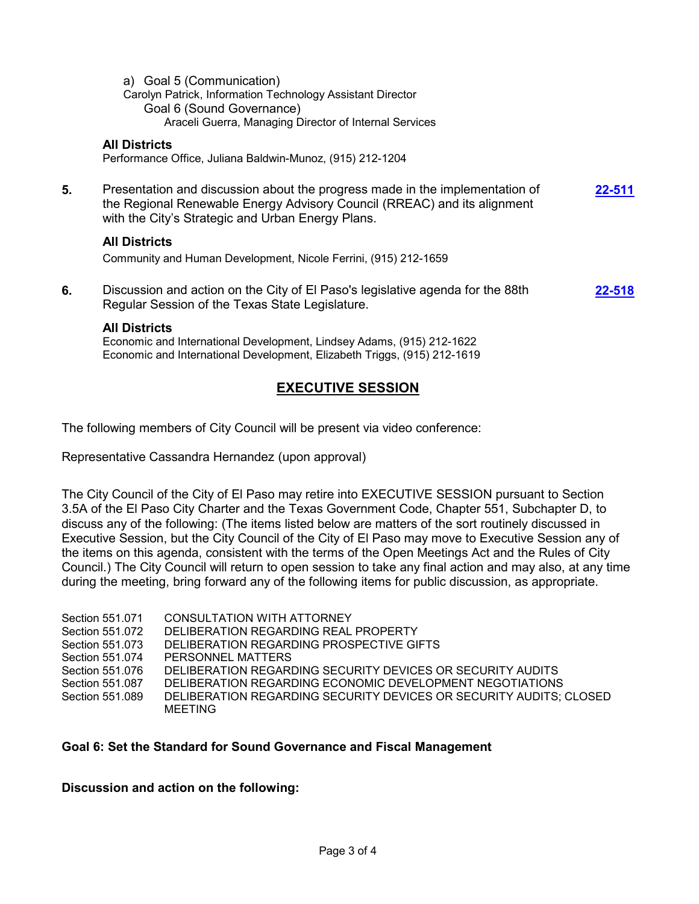a) Goal 5 (Communication)
Carolyn Patrick, Information Technology Assistant Director
Goal 6 (Sound Governance)
Araceli Guerra, Managing Director of Internal Services

**All Districts**
Performance Office, Juliana Baldwin-Munoz, (915) 212-1204

**5.** Presentation and discussion about the progress made in the implementation of the Regional Renewable Energy Advisory Council (RREAC) and its alignment with the City's Strategic and Urban Energy Plans. **22-511**

**All Districts**
Community and Human Development, Nicole Ferrini, (915) 212-1659

**6.** Discussion and action on the City of El Paso's legislative agenda for the 88th Regular Session of the Texas State Legislature. **22-518**

**All Districts**
Economic and International Development, Lindsey Adams, (915) 212-1622
Economic and International Development, Elizabeth Triggs, (915) 212-1619

## EXECUTIVE SESSION

The following members of City Council will be present via video conference:

Representative Cassandra Hernandez (upon approval)

The City Council of the City of El Paso may retire into EXECUTIVE SESSION pursuant to Section 3.5A of the El Paso City Charter and the Texas Government Code, Chapter 551, Subchapter D, to discuss any of the following: (The items listed below are matters of the sort routinely discussed in Executive Session, but the City Council of the City of El Paso may move to Executive Session any of the items on this agenda, consistent with the terms of the Open Meetings Act and the Rules of City Council.) The City Council will return to open session to take any final action and may also, at any time during the meeting, bring forward any of the following items for public discussion, as appropriate.

| | |
|---|---|
| Section 551.071 | CONSULTATION WITH ATTORNEY |
| Section 551.072 | DELIBERATION REGARDING REAL PROPERTY |
| Section 551.073 | DELIBERATION REGARDING PROSPECTIVE GIFTS |
| Section 551.074 | PERSONNEL MATTERS |
| Section 551.076 | DELIBERATION REGARDING SECURITY DEVICES OR SECURITY AUDITS |
| Section 551.087 | DELIBERATION REGARDING ECONOMIC DEVELOPMENT NEGOTIATIONS |
| Section 551.089 | DELIBERATION REGARDING SECURITY DEVICES OR SECURITY AUDITS; CLOSED MEETING |

**Goal 6: Set the Standard for Sound Governance and Fiscal Management**

**Discussion and action on the following:**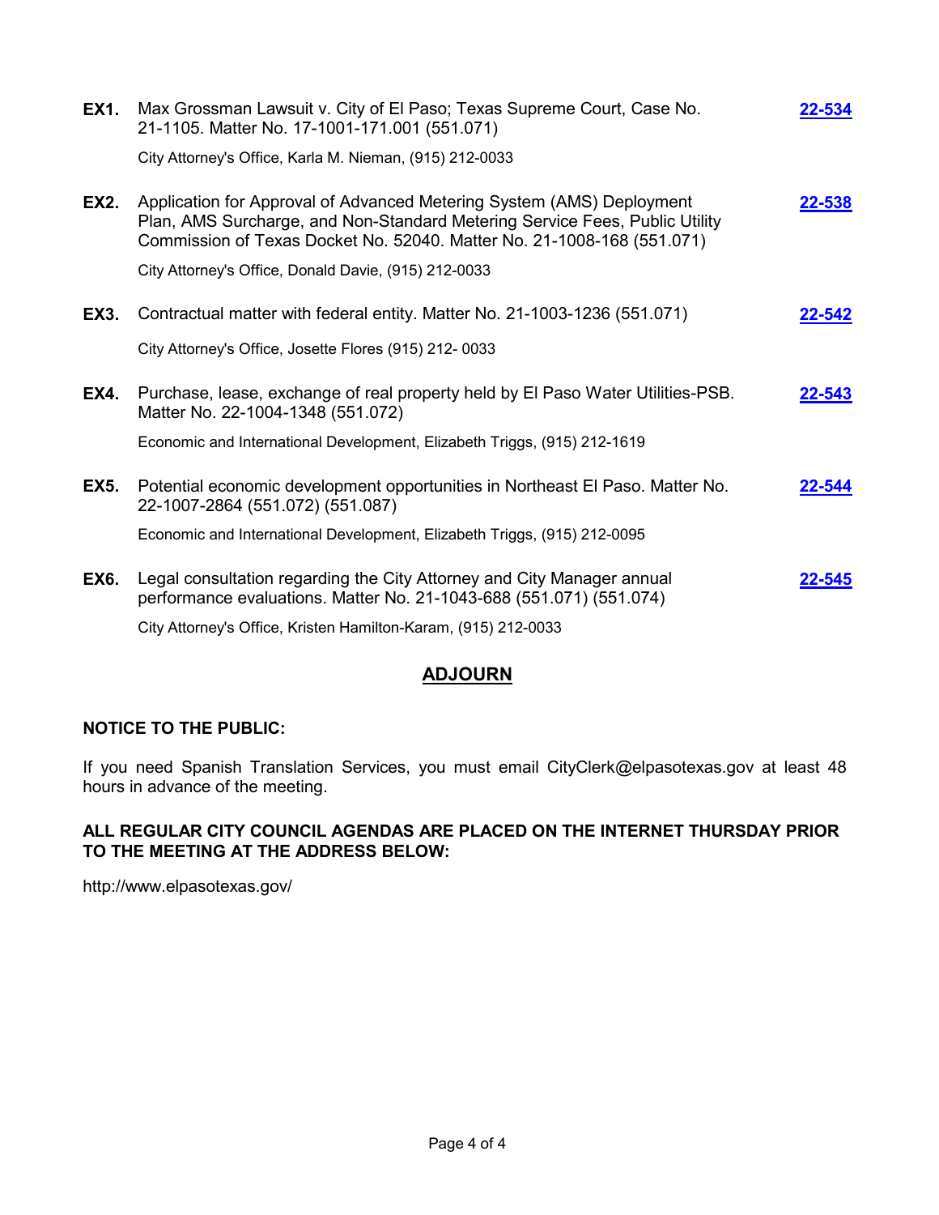**EX1.** Max Grossman Lawsuit v. City of El Paso; Texas Supreme Court, Case No. 21-1105. Matter No. 17-1001-171.001 (551.071) **22-534**

City Attorney's Office, Karla M. Nieman, (915) 212-0033

**EX2.** Application for Approval of Advanced Metering System (AMS) Deployment Plan, AMS Surcharge, and Non-Standard Metering Service Fees, Public Utility Commission of Texas Docket No. 52040. Matter No. 21-1008-168 (551.071) **22-538**

City Attorney's Office, Donald Davie, (915) 212-0033

**EX3.** Contractual matter with federal entity. Matter No. 21-1003-1236 (551.071) **22-542**

City Attorney's Office, Josette Flores (915) 212- 0033

**EX4.** Purchase, lease, exchange of real property held by El Paso Water Utilities-PSB. Matter No. 22-1004-1348 (551.072) **22-543**

Economic and International Development, Elizabeth Triggs, (915) 212-1619

**EX5.** Potential economic development opportunities in Northeast El Paso. Matter No. 22-1007-2864 (551.072) (551.087) **22-544**

Economic and International Development, Elizabeth Triggs, (915) 212-0095

**EX6.** Legal consultation regarding the City Attorney and City Manager annual performance evaluations. Matter No. 21-1043-688 (551.071) (551.074) **22-545**

City Attorney's Office, Kristen Hamilton-Karam, (915) 212-0033

## ADJOURN

**NOTICE TO THE PUBLIC:**

If you need Spanish Translation Services, you must email CityClerk@elpasotexas.gov at least 48 hours in advance of the meeting.

**ALL REGULAR CITY COUNCIL AGENDAS ARE PLACED ON THE INTERNET THURSDAY PRIOR TO THE MEETING AT THE ADDRESS BELOW:**

http://www.elpasotexas.gov/